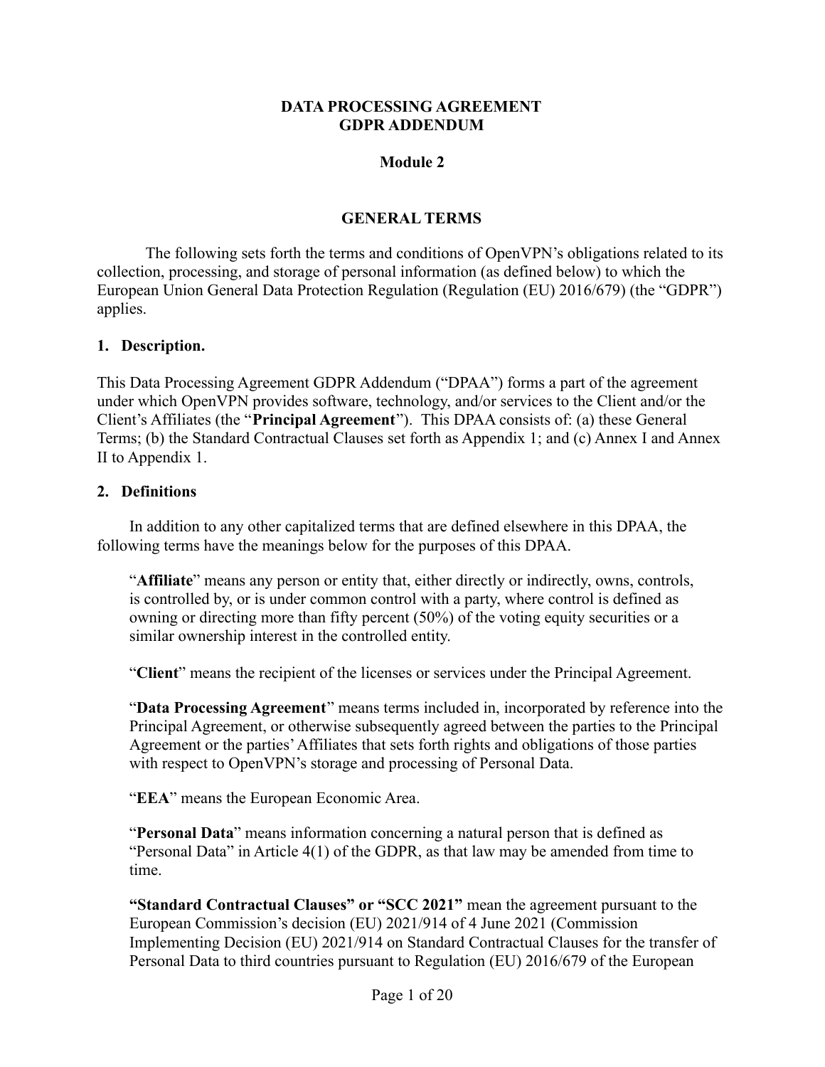# DATA PROCESSING AGREEMENT
# GDPR ADDENDUM

## Module 2

## GENERAL TERMS

The following sets forth the terms and conditions of OpenVPN's obligations related to its collection, processing, and storage of personal information (as defined below) to which the European Union General Data Protection Regulation (Regulation (EU) 2016/679) (the "GDPR") applies.

### 1. Description.

This Data Processing Agreement GDPR Addendum ("DPAA") forms a part of the agreement under which OpenVPN provides software, technology, and/or services to the Client and/or the Client's Affiliates (the "**Principal Agreement**"). This DPAA consists of: (a) these General Terms; (b) the Standard Contractual Clauses set forth as Appendix 1; and (c) Annex I and Annex II to Appendix 1.

### 2. Definitions

In addition to any other capitalized terms that are defined elsewhere in this DPAA, the following terms have the meanings below for the purposes of this DPAA.

"**Affiliate**" means any person or entity that, either directly or indirectly, owns, controls, is controlled by, or is under common control with a party, where control is defined as owning or directing more than fifty percent (50%) of the voting equity securities or a similar ownership interest in the controlled entity.

"**Client**" means the recipient of the licenses or services under the Principal Agreement.

"**Data Processing Agreement**" means terms included in, incorporated by reference into the Principal Agreement, or otherwise subsequently agreed between the parties to the Principal Agreement or the parties' Affiliates that sets forth rights and obligations of those parties with respect to OpenVPN's storage and processing of Personal Data.

"**EEA**" means the European Economic Area.

"**Personal Data**" means information concerning a natural person that is defined as "Personal Data" in Article 4(1) of the GDPR, as that law may be amended from time to time.

**"Standard Contractual Clauses" or "SCC 2021"** mean the agreement pursuant to the European Commission's decision (EU) 2021/914 of 4 June 2021 (Commission Implementing Decision (EU) 2021/914 on Standard Contractual Clauses for the transfer of Personal Data to third countries pursuant to Regulation (EU) 2016/679 of the European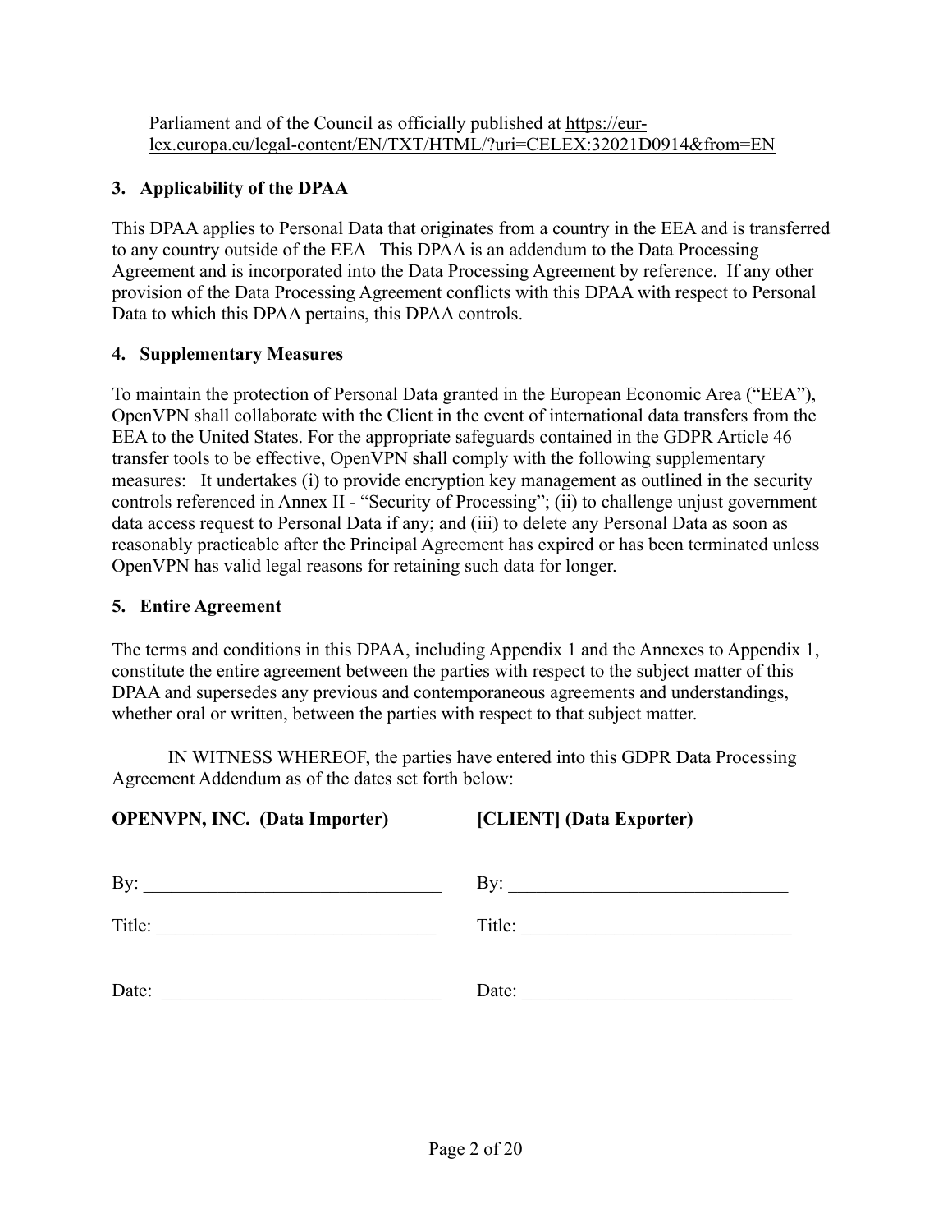Parliament and of the Council as officially published at https://eur-lex.europa.eu/legal-content/EN/TXT/HTML/?uri=CELEX:32021D0914&from=EN

## 3. Applicability of the DPAA

This DPAA applies to Personal Data that originates from a country in the EEA and is transferred to any country outside of the EEA This DPAA is an addendum to the Data Processing Agreement and is incorporated into the Data Processing Agreement by reference. If any other provision of the Data Processing Agreement conflicts with this DPAA with respect to Personal Data to which this DPAA pertains, this DPAA controls.

## 4. Supplementary Measures

To maintain the protection of Personal Data granted in the European Economic Area ("EEA"), OpenVPN shall collaborate with the Client in the event of international data transfers from the EEA to the United States. For the appropriate safeguards contained in the GDPR Article 46 transfer tools to be effective, OpenVPN shall comply with the following supplementary measures: It undertakes (i) to provide encryption key management as outlined in the security controls referenced in Annex II - "Security of Processing"; (ii) to challenge unjust government data access request to Personal Data if any; and (iii) to delete any Personal Data as soon as reasonably practicable after the Principal Agreement has expired or has been terminated unless OpenVPN has valid legal reasons for retaining such data for longer.

## 5. Entire Agreement

The terms and conditions in this DPAA, including Appendix 1 and the Annexes to Appendix 1, constitute the entire agreement between the parties with respect to the subject matter of this DPAA and supersedes any previous and contemporaneous agreements and understandings, whether oral or written, between the parties with respect to that subject matter.

IN WITNESS WHEREOF, the parties have entered into this GDPR Data Processing Agreement Addendum as of the dates set forth below:

| **OPENVPN, INC. (Data Importer)** | **[CLIENT] (Data Exporter)** |
| --- | --- |
| By: ______________________________ | By: ______________________________ |
| Title: ____________________________ | Title: ____________________________ |
| Date: _____________________________ | Date: _____________________________ |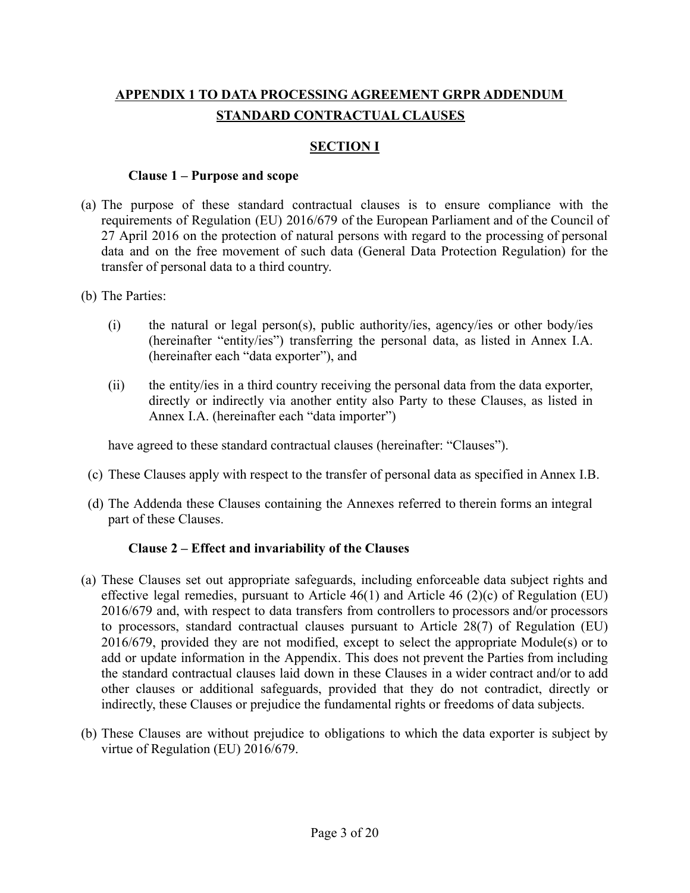## APPENDIX 1 TO DATA PROCESSING AGREEMENT GRPR ADDENDUM STANDARD CONTRACTUAL CLAUSES

## SECTION I

### Clause 1 – Purpose and scope

(a) The purpose of these standard contractual clauses is to ensure compliance with the requirements of Regulation (EU) 2016/679 of the European Parliament and of the Council of 27 April 2016 on the protection of natural persons with regard to the processing of personal data and on the free movement of such data (General Data Protection Regulation) for the transfer of personal data to a third country.

(b) The Parties:

  (i) the natural or legal person(s), public authority/ies, agency/ies or other body/ies (hereinafter "entity/ies") transferring the personal data, as listed in Annex I.A. (hereinafter each "data exporter"), and

  (ii) the entity/ies in a third country receiving the personal data from the data exporter, directly or indirectly via another entity also Party to these Clauses, as listed in Annex I.A. (hereinafter each "data importer")

  have agreed to these standard contractual clauses (hereinafter: "Clauses").

(c) These Clauses apply with respect to the transfer of personal data as specified in Annex I.B.

(d) The Addenda these Clauses containing the Annexes referred to therein forms an integral part of these Clauses.

### Clause 2 – Effect and invariability of the Clauses

(a) These Clauses set out appropriate safeguards, including enforceable data subject rights and effective legal remedies, pursuant to Article 46(1) and Article 46 (2)(c) of Regulation (EU) 2016/679 and, with respect to data transfers from controllers to processors and/or processors to processors, standard contractual clauses pursuant to Article 28(7) of Regulation (EU) 2016/679, provided they are not modified, except to select the appropriate Module(s) or to add or update information in the Appendix. This does not prevent the Parties from including the standard contractual clauses laid down in these Clauses in a wider contract and/or to add other clauses or additional safeguards, provided that they do not contradict, directly or indirectly, these Clauses or prejudice the fundamental rights or freedoms of data subjects.

(b) These Clauses are without prejudice to obligations to which the data exporter is subject by virtue of Regulation (EU) 2016/679.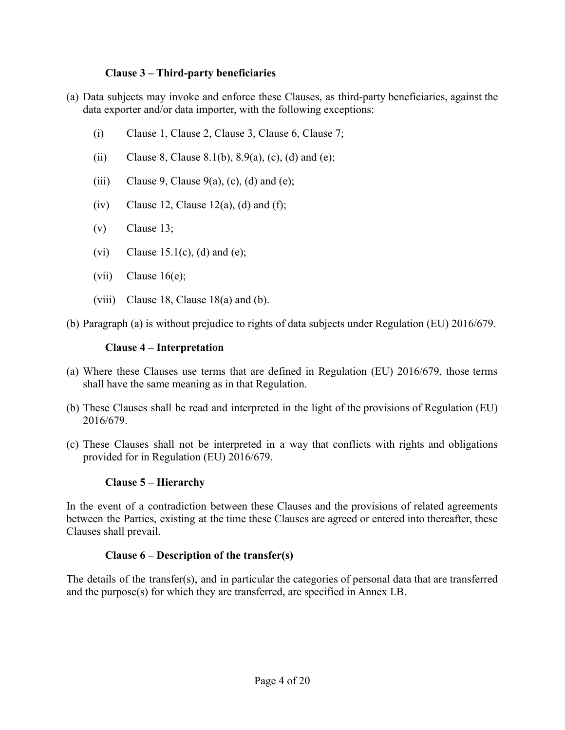### Clause 3 – Third-party beneficiaries

(a) Data subjects may invoke and enforce these Clauses, as third-party beneficiaries, against the data exporter and/or data importer, with the following exceptions:

   (i) Clause 1, Clause 2, Clause 3, Clause 6, Clause 7;

   (ii) Clause 8, Clause 8.1(b), 8.9(a), (c), (d) and (e);

   (iii) Clause 9, Clause 9(a), (c), (d) and (e);

   (iv) Clause 12, Clause 12(a), (d) and (f);

   (v) Clause 13;

   (vi) Clause 15.1(c), (d) and (e);

   (vii) Clause 16(e);

   (viii) Clause 18, Clause 18(a) and (b).

(b) Paragraph (a) is without prejudice to rights of data subjects under Regulation (EU) 2016/679.

### Clause 4 – Interpretation

(a) Where these Clauses use terms that are defined in Regulation (EU) 2016/679, those terms shall have the same meaning as in that Regulation.

(b) These Clauses shall be read and interpreted in the light of the provisions of Regulation (EU) 2016/679.

(c) These Clauses shall not be interpreted in a way that conflicts with rights and obligations provided for in Regulation (EU) 2016/679.

### Clause 5 – Hierarchy

In the event of a contradiction between these Clauses and the provisions of related agreements between the Parties, existing at the time these Clauses are agreed or entered into thereafter, these Clauses shall prevail.

### Clause 6 – Description of the transfer(s)

The details of the transfer(s), and in particular the categories of personal data that are transferred and the purpose(s) for which they are transferred, are specified in Annex I.B.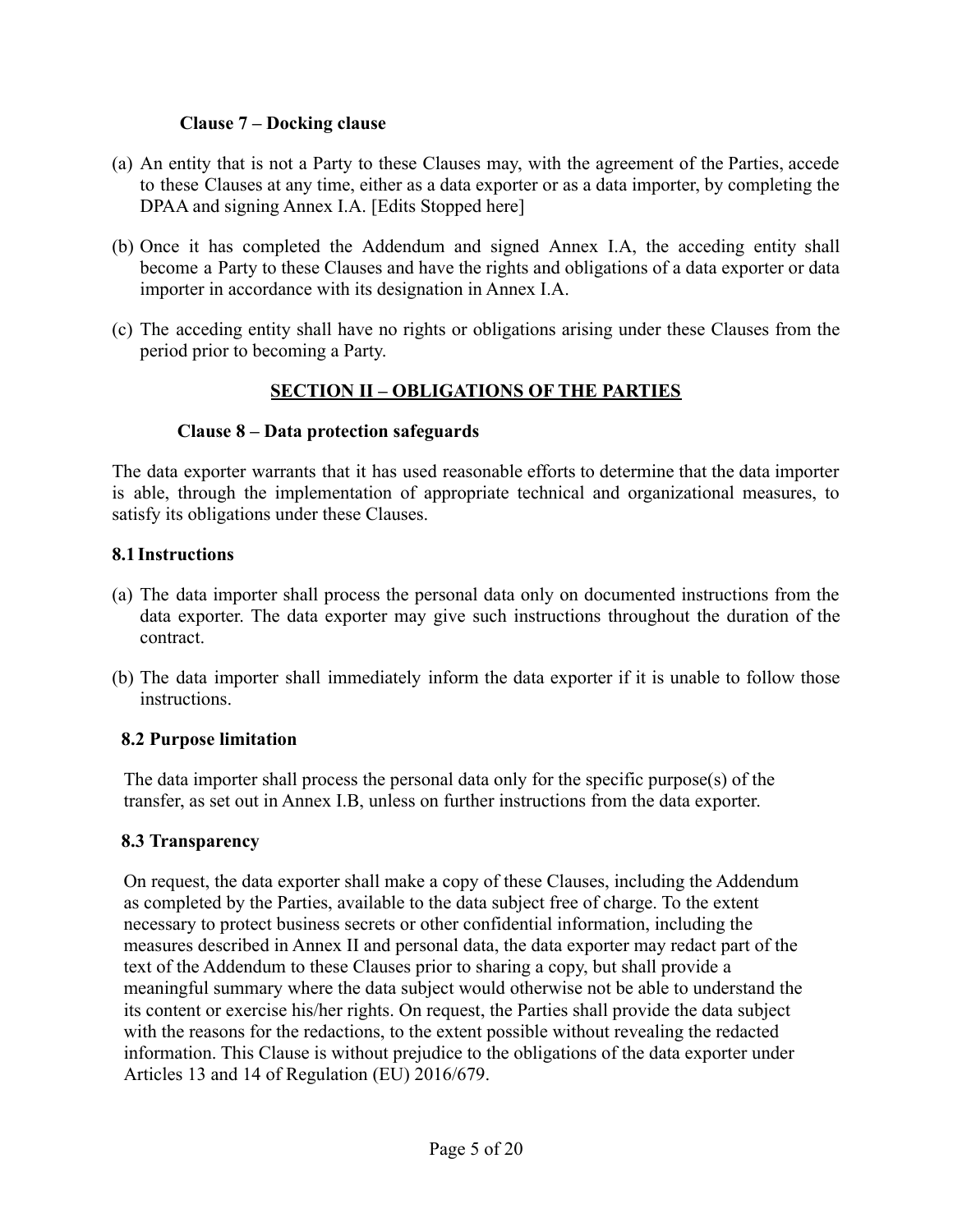### Clause 7 – Docking clause

(a) An entity that is not a Party to these Clauses may, with the agreement of the Parties, accede to these Clauses at any time, either as a data exporter or as a data importer, by completing the DPAA and signing Annex I.A. [Edits Stopped here]

(b) Once it has completed the Addendum and signed Annex I.A, the acceding entity shall become a Party to these Clauses and have the rights and obligations of a data exporter or data importer in accordance with its designation in Annex I.A.

(c) The acceding entity shall have no rights or obligations arising under these Clauses from the period prior to becoming a Party.

## SECTION II – OBLIGATIONS OF THE PARTIES

### Clause 8 – Data protection safeguards

The data exporter warrants that it has used reasonable efforts to determine that the data importer is able, through the implementation of appropriate technical and organizational measures, to satisfy its obligations under these Clauses.

#### 8.1 Instructions

(a) The data importer shall process the personal data only on documented instructions from the data exporter. The data exporter may give such instructions throughout the duration of the contract.

(b) The data importer shall immediately inform the data exporter if it is unable to follow those instructions.

#### 8.2 Purpose limitation

The data importer shall process the personal data only for the specific purpose(s) of the transfer, as set out in Annex I.B, unless on further instructions from the data exporter.

#### 8.3 Transparency

On request, the data exporter shall make a copy of these Clauses, including the Addendum as completed by the Parties, available to the data subject free of charge. To the extent necessary to protect business secrets or other confidential information, including the measures described in Annex II and personal data, the data exporter may redact part of the text of the Addendum to these Clauses prior to sharing a copy, but shall provide a meaningful summary where the data subject would otherwise not be able to understand the its content or exercise his/her rights. On request, the Parties shall provide the data subject with the reasons for the redactions, to the extent possible without revealing the redacted information. This Clause is without prejudice to the obligations of the data exporter under Articles 13 and 14 of Regulation (EU) 2016/679.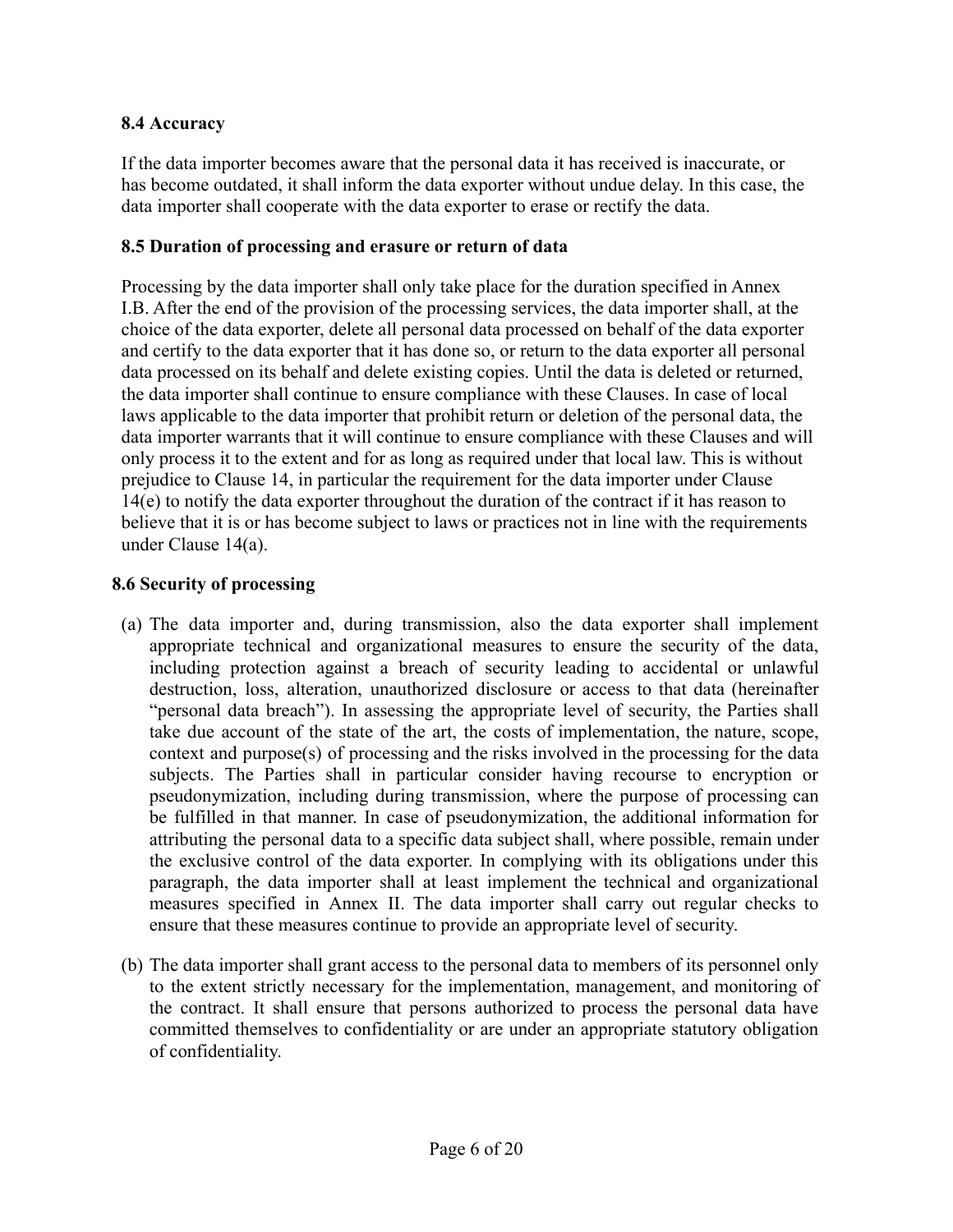**8.4 Accuracy**

If the data importer becomes aware that the personal data it has received is inaccurate, or has become outdated, it shall inform the data exporter without undue delay. In this case, the data importer shall cooperate with the data exporter to erase or rectify the data.

**8.5 Duration of processing and erasure or return of data**

Processing by the data importer shall only take place for the duration specified in Annex I.B. After the end of the provision of the processing services, the data importer shall, at the choice of the data exporter, delete all personal data processed on behalf of the data exporter and certify to the data exporter that it has done so, or return to the data exporter all personal data processed on its behalf and delete existing copies. Until the data is deleted or returned, the data importer shall continue to ensure compliance with these Clauses. In case of local laws applicable to the data importer that prohibit return or deletion of the personal data, the data importer warrants that it will continue to ensure compliance with these Clauses and will only process it to the extent and for as long as required under that local law. This is without prejudice to Clause 14, in particular the requirement for the data importer under Clause 14(e) to notify the data exporter throughout the duration of the contract if it has reason to believe that it is or has become subject to laws or practices not in line with the requirements under Clause 14(a).

**8.6 Security of processing**

(a) The data importer and, during transmission, also the data exporter shall implement appropriate technical and organizational measures to ensure the security of the data, including protection against a breach of security leading to accidental or unlawful destruction, loss, alteration, unauthorized disclosure or access to that data (hereinafter "personal data breach"). In assessing the appropriate level of security, the Parties shall take due account of the state of the art, the costs of implementation, the nature, scope, context and purpose(s) of processing and the risks involved in the processing for the data subjects. The Parties shall in particular consider having recourse to encryption or pseudonymization, including during transmission, where the purpose of processing can be fulfilled in that manner. In case of pseudonymization, the additional information for attributing the personal data to a specific data subject shall, where possible, remain under the exclusive control of the data exporter. In complying with its obligations under this paragraph, the data importer shall at least implement the technical and organizational measures specified in Annex II. The data importer shall carry out regular checks to ensure that these measures continue to provide an appropriate level of security.

(b) The data importer shall grant access to the personal data to members of its personnel only to the extent strictly necessary for the implementation, management, and monitoring of the contract. It shall ensure that persons authorized to process the personal data have committed themselves to confidentiality or are under an appropriate statutory obligation of confidentiality.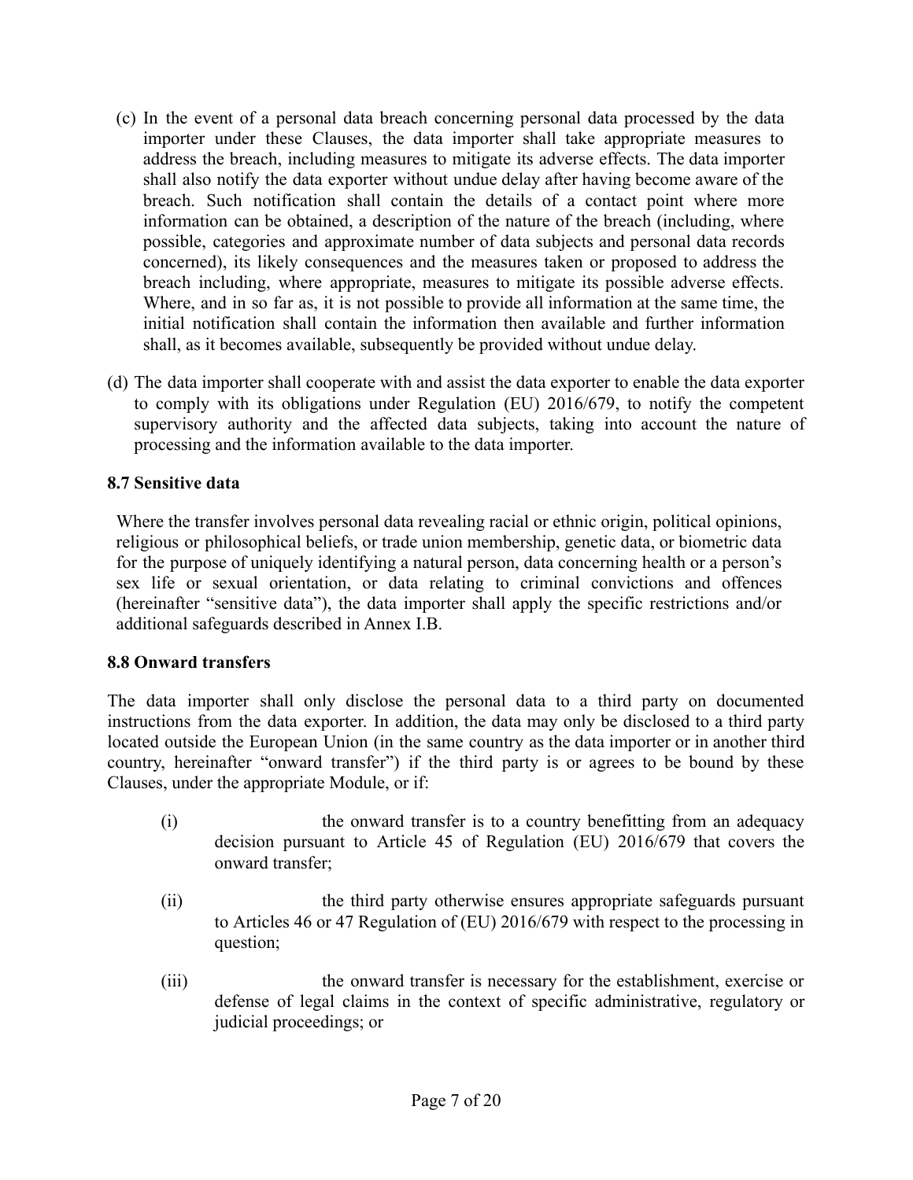(c) In the event of a personal data breach concerning personal data processed by the data importer under these Clauses, the data importer shall take appropriate measures to address the breach, including measures to mitigate its adverse effects. The data importer shall also notify the data exporter without undue delay after having become aware of the breach. Such notification shall contain the details of a contact point where more information can be obtained, a description of the nature of the breach (including, where possible, categories and approximate number of data subjects and personal data records concerned), its likely consequences and the measures taken or proposed to address the breach including, where appropriate, measures to mitigate its possible adverse effects. Where, and in so far as, it is not possible to provide all information at the same time, the initial notification shall contain the information then available and further information shall, as it becomes available, subsequently be provided without undue delay.

(d) The data importer shall cooperate with and assist the data exporter to enable the data exporter to comply with its obligations under Regulation (EU) 2016/679, to notify the competent supervisory authority and the affected data subjects, taking into account the nature of processing and the information available to the data importer.

**8.7 Sensitive data**

Where the transfer involves personal data revealing racial or ethnic origin, political opinions, religious or philosophical beliefs, or trade union membership, genetic data, or biometric data for the purpose of uniquely identifying a natural person, data concerning health or a person's sex life or sexual orientation, or data relating to criminal convictions and offences (hereinafter "sensitive data"), the data importer shall apply the specific restrictions and/or additional safeguards described in Annex I.B.

**8.8 Onward transfers**

The data importer shall only disclose the personal data to a third party on documented instructions from the data exporter. In addition, the data may only be disclosed to a third party located outside the European Union (in the same country as the data importer or in another third country, hereinafter "onward transfer") if the third party is or agrees to be bound by these Clauses, under the appropriate Module, or if:

(i) the onward transfer is to a country benefitting from an adequacy decision pursuant to Article 45 of Regulation (EU) 2016/679 that covers the onward transfer;

(ii) the third party otherwise ensures appropriate safeguards pursuant to Articles 46 or 47 Regulation of (EU) 2016/679 with respect to the processing in question;

(iii) the onward transfer is necessary for the establishment, exercise or defense of legal claims in the context of specific administrative, regulatory or judicial proceedings; or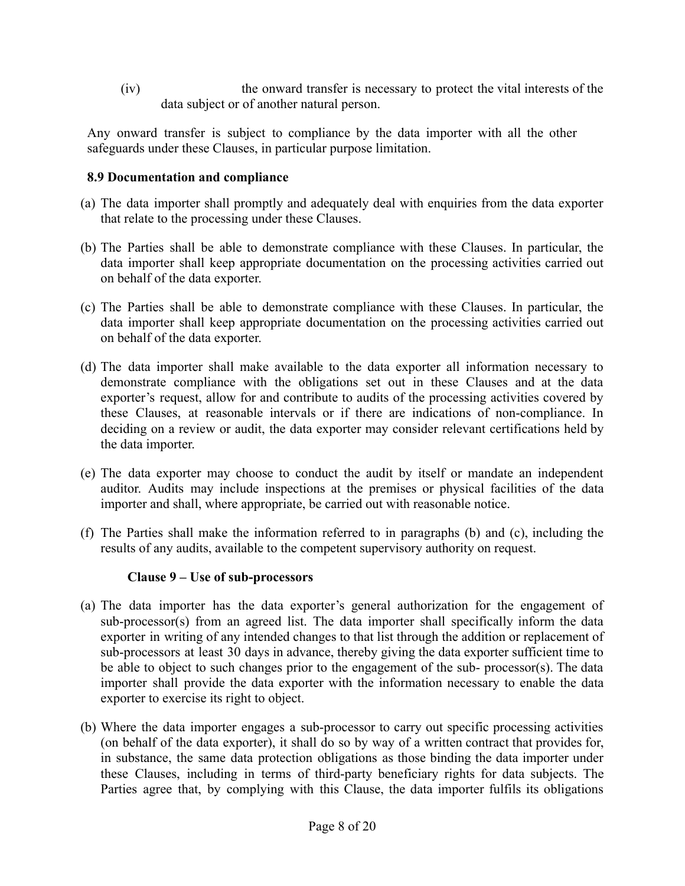(iv) the onward transfer is necessary to protect the vital interests of the data subject or of another natural person.

Any onward transfer is subject to compliance by the data importer with all the other safeguards under these Clauses, in particular purpose limitation.

**8.9 Documentation and compliance**

(a) The data importer shall promptly and adequately deal with enquiries from the data exporter that relate to the processing under these Clauses.

(b) The Parties shall be able to demonstrate compliance with these Clauses. In particular, the data importer shall keep appropriate documentation on the processing activities carried out on behalf of the data exporter.

(c) The Parties shall be able to demonstrate compliance with these Clauses. In particular, the data importer shall keep appropriate documentation on the processing activities carried out on behalf of the data exporter.

(d) The data importer shall make available to the data exporter all information necessary to demonstrate compliance with the obligations set out in these Clauses and at the data exporter's request, allow for and contribute to audits of the processing activities covered by these Clauses, at reasonable intervals or if there are indications of non-compliance. In deciding on a review or audit, the data exporter may consider relevant certifications held by the data importer.

(e) The data exporter may choose to conduct the audit by itself or mandate an independent auditor. Audits may include inspections at the premises or physical facilities of the data importer and shall, where appropriate, be carried out with reasonable notice.

(f) The Parties shall make the information referred to in paragraphs (b) and (c), including the results of any audits, available to the competent supervisory authority on request.

**Clause 9 – Use of sub-processors**

(a) The data importer has the data exporter's general authorization for the engagement of sub-processor(s) from an agreed list. The data importer shall specifically inform the data exporter in writing of any intended changes to that list through the addition or replacement of sub-processors at least 30 days in advance, thereby giving the data exporter sufficient time to be able to object to such changes prior to the engagement of the sub- processor(s). The data importer shall provide the data exporter with the information necessary to enable the data exporter to exercise its right to object.

(b) Where the data importer engages a sub-processor to carry out specific processing activities (on behalf of the data exporter), it shall do so by way of a written contract that provides for, in substance, the same data protection obligations as those binding the data importer under these Clauses, including in terms of third-party beneficiary rights for data subjects. The Parties agree that, by complying with this Clause, the data importer fulfils its obligations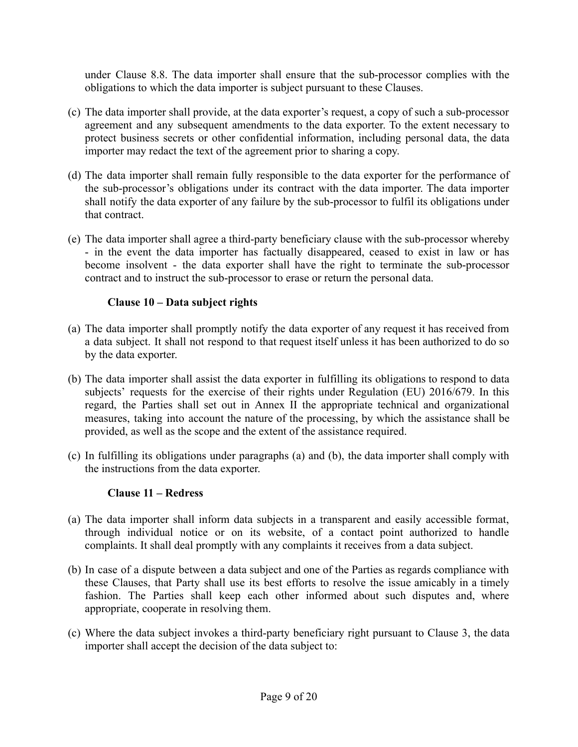under Clause 8.8. The data importer shall ensure that the sub-processor complies with the obligations to which the data importer is subject pursuant to these Clauses.

(c) The data importer shall provide, at the data exporter's request, a copy of such a sub-processor agreement and any subsequent amendments to the data exporter. To the extent necessary to protect business secrets or other confidential information, including personal data, the data importer may redact the text of the agreement prior to sharing a copy.

(d) The data importer shall remain fully responsible to the data exporter for the performance of the sub-processor's obligations under its contract with the data importer. The data importer shall notify the data exporter of any failure by the sub-processor to fulfil its obligations under that contract.

(e) The data importer shall agree a third-party beneficiary clause with the sub-processor whereby - in the event the data importer has factually disappeared, ceased to exist in law or has become insolvent - the data exporter shall have the right to terminate the sub-processor contract and to instruct the sub-processor to erase or return the personal data.

**Clause 10 – Data subject rights**

(a) The data importer shall promptly notify the data exporter of any request it has received from a data subject. It shall not respond to that request itself unless it has been authorized to do so by the data exporter.

(b) The data importer shall assist the data exporter in fulfilling its obligations to respond to data subjects' requests for the exercise of their rights under Regulation (EU) 2016/679. In this regard, the Parties shall set out in Annex II the appropriate technical and organizational measures, taking into account the nature of the processing, by which the assistance shall be provided, as well as the scope and the extent of the assistance required.

(c) In fulfilling its obligations under paragraphs (a) and (b), the data importer shall comply with the instructions from the data exporter.

**Clause 11 – Redress**

(a) The data importer shall inform data subjects in a transparent and easily accessible format, through individual notice or on its website, of a contact point authorized to handle complaints. It shall deal promptly with any complaints it receives from a data subject.

(b) In case of a dispute between a data subject and one of the Parties as regards compliance with these Clauses, that Party shall use its best efforts to resolve the issue amicably in a timely fashion. The Parties shall keep each other informed about such disputes and, where appropriate, cooperate in resolving them.

(c) Where the data subject invokes a third-party beneficiary right pursuant to Clause 3, the data importer shall accept the decision of the data subject to: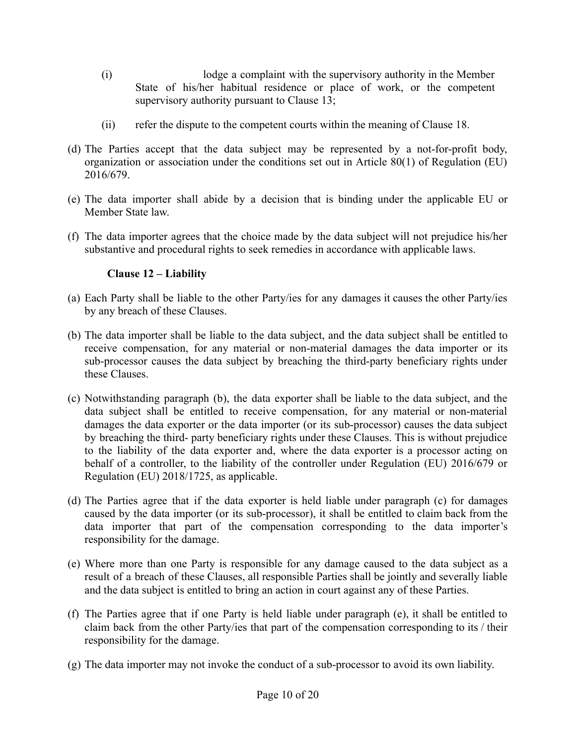(i) lodge a complaint with the supervisory authority in the Member State of his/her habitual residence or place of work, or the competent supervisory authority pursuant to Clause 13;

(ii) refer the dispute to the competent courts within the meaning of Clause 18.

(d) The Parties accept that the data subject may be represented by a not-for-profit body, organization or association under the conditions set out in Article 80(1) of Regulation (EU) 2016/679.

(e) The data importer shall abide by a decision that is binding under the applicable EU or Member State law.

(f) The data importer agrees that the choice made by the data subject will not prejudice his/her substantive and procedural rights to seek remedies in accordance with applicable laws.

**Clause 12 – Liability**

(a) Each Party shall be liable to the other Party/ies for any damages it causes the other Party/ies by any breach of these Clauses.

(b) The data importer shall be liable to the data subject, and the data subject shall be entitled to receive compensation, for any material or non-material damages the data importer or its sub-processor causes the data subject by breaching the third-party beneficiary rights under these Clauses.

(c) Notwithstanding paragraph (b), the data exporter shall be liable to the data subject, and the data subject shall be entitled to receive compensation, for any material or non-material damages the data exporter or the data importer (or its sub-processor) causes the data subject by breaching the third- party beneficiary rights under these Clauses. This is without prejudice to the liability of the data exporter and, where the data exporter is a processor acting on behalf of a controller, to the liability of the controller under Regulation (EU) 2016/679 or Regulation (EU) 2018/1725, as applicable.

(d) The Parties agree that if the data exporter is held liable under paragraph (c) for damages caused by the data importer (or its sub-processor), it shall be entitled to claim back from the data importer that part of the compensation corresponding to the data importer's responsibility for the damage.

(e) Where more than one Party is responsible for any damage caused to the data subject as a result of a breach of these Clauses, all responsible Parties shall be jointly and severally liable and the data subject is entitled to bring an action in court against any of these Parties.

(f) The Parties agree that if one Party is held liable under paragraph (e), it shall be entitled to claim back from the other Party/ies that part of the compensation corresponding to its / their responsibility for the damage.

(g) The data importer may not invoke the conduct of a sub-processor to avoid its own liability.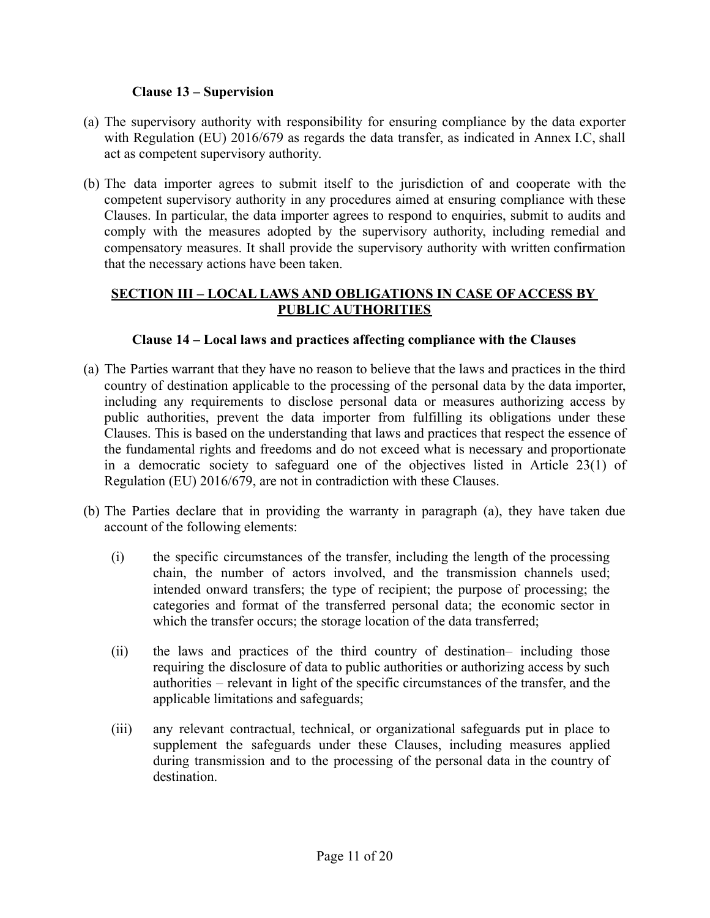### Clause 13 – Supervision

(a) The supervisory authority with responsibility for ensuring compliance by the data exporter with Regulation (EU) 2016/679 as regards the data transfer, as indicated in Annex I.C, shall act as competent supervisory authority.

(b) The data importer agrees to submit itself to the jurisdiction of and cooperate with the competent supervisory authority in any procedures aimed at ensuring compliance with these Clauses. In particular, the data importer agrees to respond to enquiries, submit to audits and comply with the measures adopted by the supervisory authority, including remedial and compensatory measures. It shall provide the supervisory authority with written confirmation that the necessary actions have been taken.

## SECTION III – LOCAL LAWS AND OBLIGATIONS IN CASE OF ACCESS BY PUBLIC AUTHORITIES

### Clause 14 – Local laws and practices affecting compliance with the Clauses

(a) The Parties warrant that they have no reason to believe that the laws and practices in the third country of destination applicable to the processing of the personal data by the data importer, including any requirements to disclose personal data or measures authorizing access by public authorities, prevent the data importer from fulfilling its obligations under these Clauses. This is based on the understanding that laws and practices that respect the essence of the fundamental rights and freedoms and do not exceed what is necessary and proportionate in a democratic society to safeguard one of the objectives listed in Article 23(1) of Regulation (EU) 2016/679, are not in contradiction with these Clauses.

(b) The Parties declare that in providing the warranty in paragraph (a), they have taken due account of the following elements:

   (i) the specific circumstances of the transfer, including the length of the processing chain, the number of actors involved, and the transmission channels used; intended onward transfers; the type of recipient; the purpose of processing; the categories and format of the transferred personal data; the economic sector in which the transfer occurs; the storage location of the data transferred;

   (ii) the laws and practices of the third country of destination– including those requiring the disclosure of data to public authorities or authorizing access by such authorities – relevant in light of the specific circumstances of the transfer, and the applicable limitations and safeguards;

   (iii) any relevant contractual, technical, or organizational safeguards put in place to supplement the safeguards under these Clauses, including measures applied during transmission and to the processing of the personal data in the country of destination.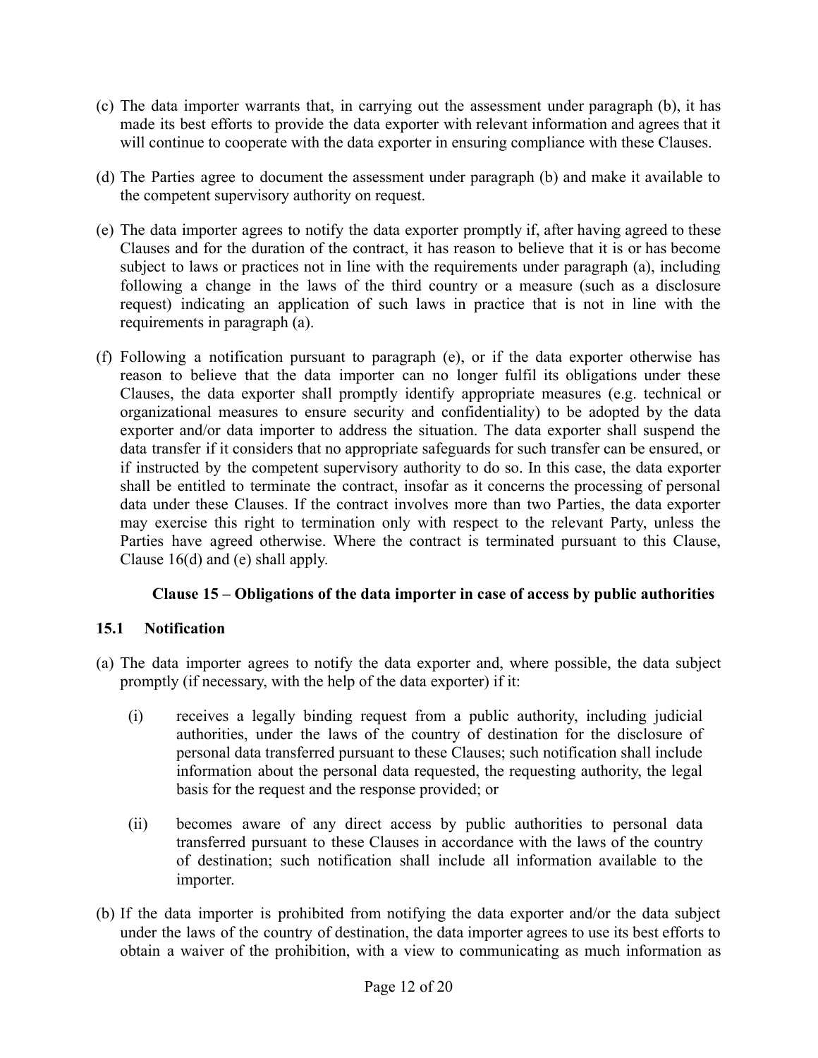(c) The data importer warrants that, in carrying out the assessment under paragraph (b), it has made its best efforts to provide the data exporter with relevant information and agrees that it will continue to cooperate with the data exporter in ensuring compliance with these Clauses.

(d) The Parties agree to document the assessment under paragraph (b) and make it available to the competent supervisory authority on request.

(e) The data importer agrees to notify the data exporter promptly if, after having agreed to these Clauses and for the duration of the contract, it has reason to believe that it is or has become subject to laws or practices not in line with the requirements under paragraph (a), including following a change in the laws of the third country or a measure (such as a disclosure request) indicating an application of such laws in practice that is not in line with the requirements in paragraph (a).

(f) Following a notification pursuant to paragraph (e), or if the data exporter otherwise has reason to believe that the data importer can no longer fulfil its obligations under these Clauses, the data exporter shall promptly identify appropriate measures (e.g. technical or organizational measures to ensure security and confidentiality) to be adopted by the data exporter and/or data importer to address the situation. The data exporter shall suspend the data transfer if it considers that no appropriate safeguards for such transfer can be ensured, or if instructed by the competent supervisory authority to do so. In this case, the data exporter shall be entitled to terminate the contract, insofar as it concerns the processing of personal data under these Clauses. If the contract involves more than two Parties, the data exporter may exercise this right to termination only with respect to the relevant Party, unless the Parties have agreed otherwise. Where the contract is terminated pursuant to this Clause, Clause 16(d) and (e) shall apply.

## Clause 15 – Obligations of the data importer in case of access by public authorities

### 15.1 Notification

(a) The data importer agrees to notify the data exporter and, where possible, the data subject promptly (if necessary, with the help of the data exporter) if it:

   (i) receives a legally binding request from a public authority, including judicial authorities, under the laws of the country of destination for the disclosure of personal data transferred pursuant to these Clauses; such notification shall include information about the personal data requested, the requesting authority, the legal basis for the request and the response provided; or

   (ii) becomes aware of any direct access by public authorities to personal data transferred pursuant to these Clauses in accordance with the laws of the country of destination; such notification shall include all information available to the importer.

(b) If the data importer is prohibited from notifying the data exporter and/or the data subject under the laws of the country of destination, the data importer agrees to use its best efforts to obtain a waiver of the prohibition, with a view to communicating as much information as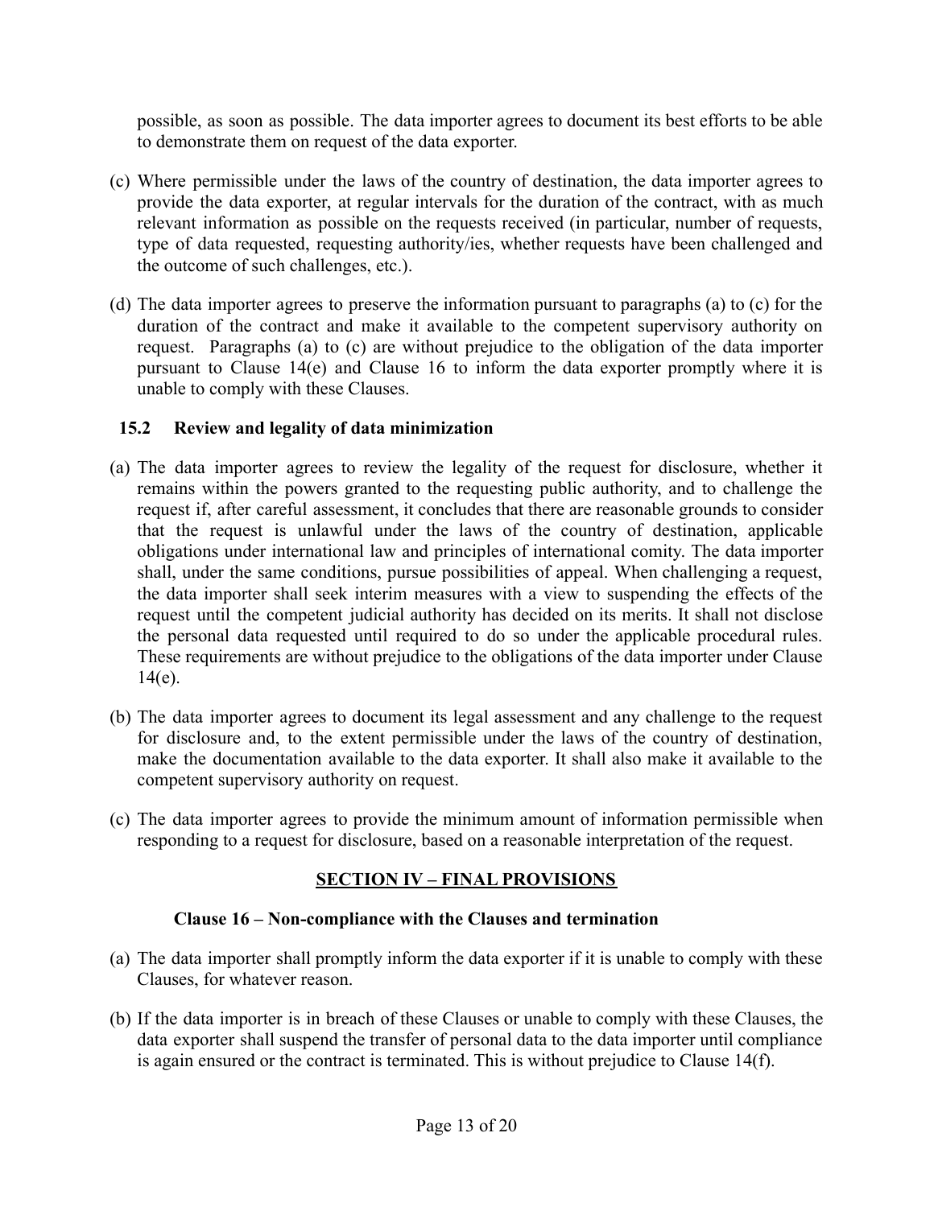possible, as soon as possible. The data importer agrees to document its best efforts to be able to demonstrate them on request of the data exporter.

(c) Where permissible under the laws of the country of destination, the data importer agrees to provide the data exporter, at regular intervals for the duration of the contract, with as much relevant information as possible on the requests received (in particular, number of requests, type of data requested, requesting authority/ies, whether requests have been challenged and the outcome of such challenges, etc.).

(d) The data importer agrees to preserve the information pursuant to paragraphs (a) to (c) for the duration of the contract and make it available to the competent supervisory authority on request. Paragraphs (a) to (c) are without prejudice to the obligation of the data importer pursuant to Clause 14(e) and Clause 16 to inform the data exporter promptly where it is unable to comply with these Clauses.

### 15.2 Review and legality of data minimization

(a) The data importer agrees to review the legality of the request for disclosure, whether it remains within the powers granted to the requesting public authority, and to challenge the request if, after careful assessment, it concludes that there are reasonable grounds to consider that the request is unlawful under the laws of the country of destination, applicable obligations under international law and principles of international comity. The data importer shall, under the same conditions, pursue possibilities of appeal. When challenging a request, the data importer shall seek interim measures with a view to suspending the effects of the request until the competent judicial authority has decided on its merits. It shall not disclose the personal data requested until required to do so under the applicable procedural rules. These requirements are without prejudice to the obligations of the data importer under Clause 14(e).

(b) The data importer agrees to document its legal assessment and any challenge to the request for disclosure and, to the extent permissible under the laws of the country of destination, make the documentation available to the data exporter. It shall also make it available to the competent supervisory authority on request.

(c) The data importer agrees to provide the minimum amount of information permissible when responding to a request for disclosure, based on a reasonable interpretation of the request.

## SECTION IV – FINAL PROVISIONS

### Clause 16 – Non-compliance with the Clauses and termination

(a) The data importer shall promptly inform the data exporter if it is unable to comply with these Clauses, for whatever reason.

(b) If the data importer is in breach of these Clauses or unable to comply with these Clauses, the data exporter shall suspend the transfer of personal data to the data importer until compliance is again ensured or the contract is terminated. This is without prejudice to Clause 14(f).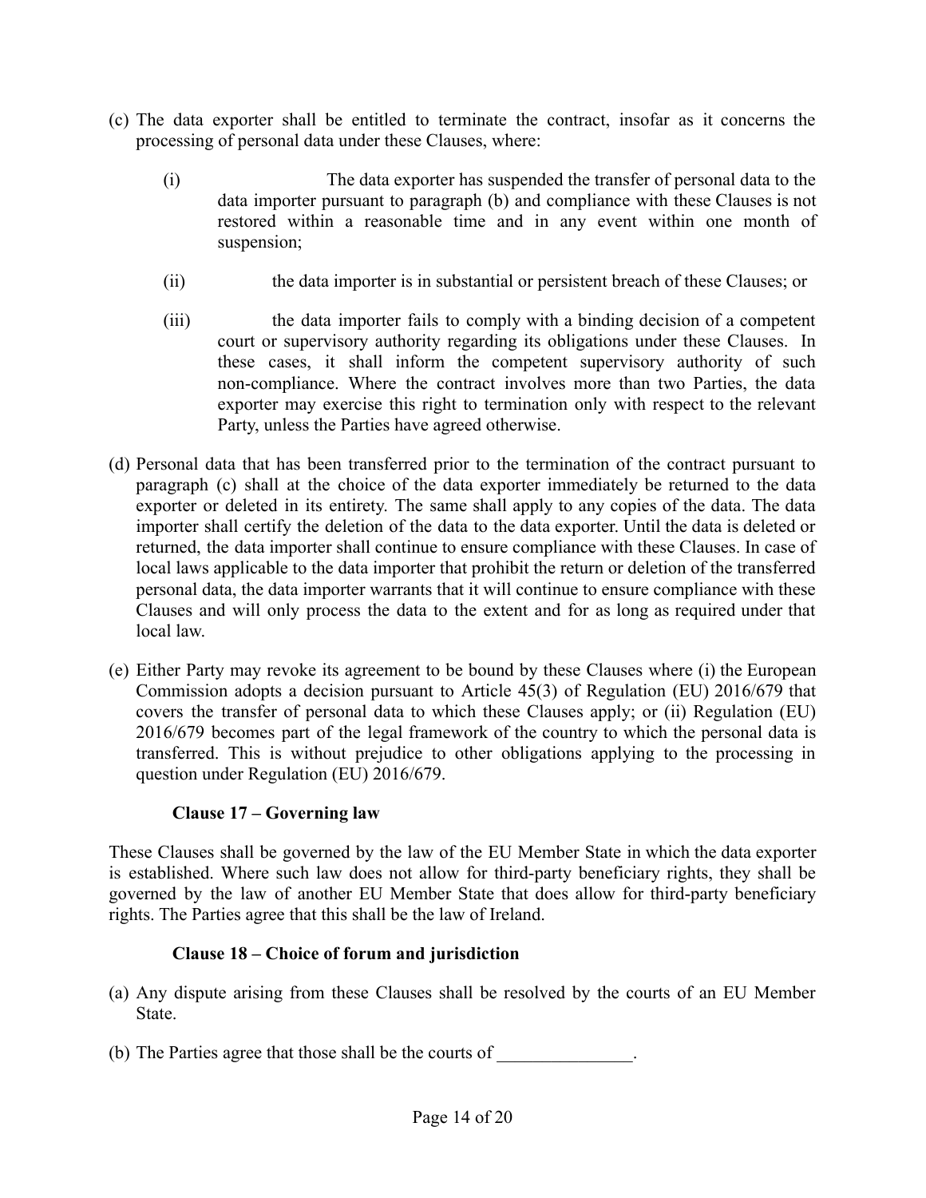(c) The data exporter shall be entitled to terminate the contract, insofar as it concerns the processing of personal data under these Clauses, where:

   (i) The data exporter has suspended the transfer of personal data to the data importer pursuant to paragraph (b) and compliance with these Clauses is not restored within a reasonable time and in any event within one month of suspension;

   (ii) the data importer is in substantial or persistent breach of these Clauses; or

   (iii) the data importer fails to comply with a binding decision of a competent court or supervisory authority regarding its obligations under these Clauses. In these cases, it shall inform the competent supervisory authority of such non-compliance. Where the contract involves more than two Parties, the data exporter may exercise this right to termination only with respect to the relevant Party, unless the Parties have agreed otherwise.

(d) Personal data that has been transferred prior to the termination of the contract pursuant to paragraph (c) shall at the choice of the data exporter immediately be returned to the data exporter or deleted in its entirety. The same shall apply to any copies of the data. The data importer shall certify the deletion of the data to the data exporter. Until the data is deleted or returned, the data importer shall continue to ensure compliance with these Clauses. In case of local laws applicable to the data importer that prohibit the return or deletion of the transferred personal data, the data importer warrants that it will continue to ensure compliance with these Clauses and will only process the data to the extent and for as long as required under that local law.

(e) Either Party may revoke its agreement to be bound by these Clauses where (i) the European Commission adopts a decision pursuant to Article 45(3) of Regulation (EU) 2016/679 that covers the transfer of personal data to which these Clauses apply; or (ii) Regulation (EU) 2016/679 becomes part of the legal framework of the country to which the personal data is transferred. This is without prejudice to other obligations applying to the processing in question under Regulation (EU) 2016/679.

### Clause 17 – Governing law

These Clauses shall be governed by the law of the EU Member State in which the data exporter is established. Where such law does not allow for third-party beneficiary rights, they shall be governed by the law of another EU Member State that does allow for third-party beneficiary rights. The Parties agree that this shall be the law of Ireland.

### Clause 18 – Choice of forum and jurisdiction

(a) Any dispute arising from these Clauses shall be resolved by the courts of an EU Member State.

(b) The Parties agree that those shall be the courts of _______________.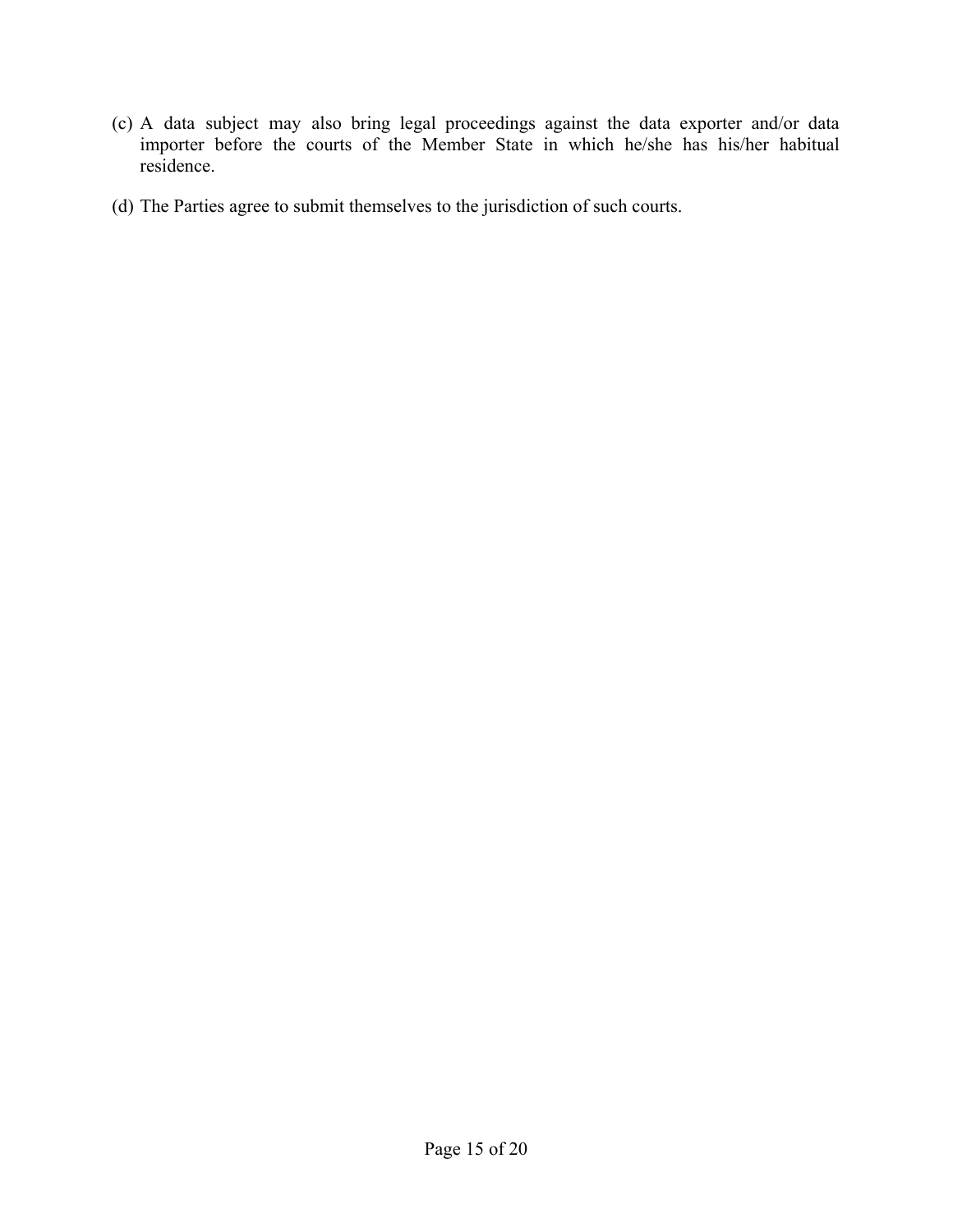(c) A data subject may also bring legal proceedings against the data exporter and/or data importer before the courts of the Member State in which he/she has his/her habitual residence.

(d) The Parties agree to submit themselves to the jurisdiction of such courts.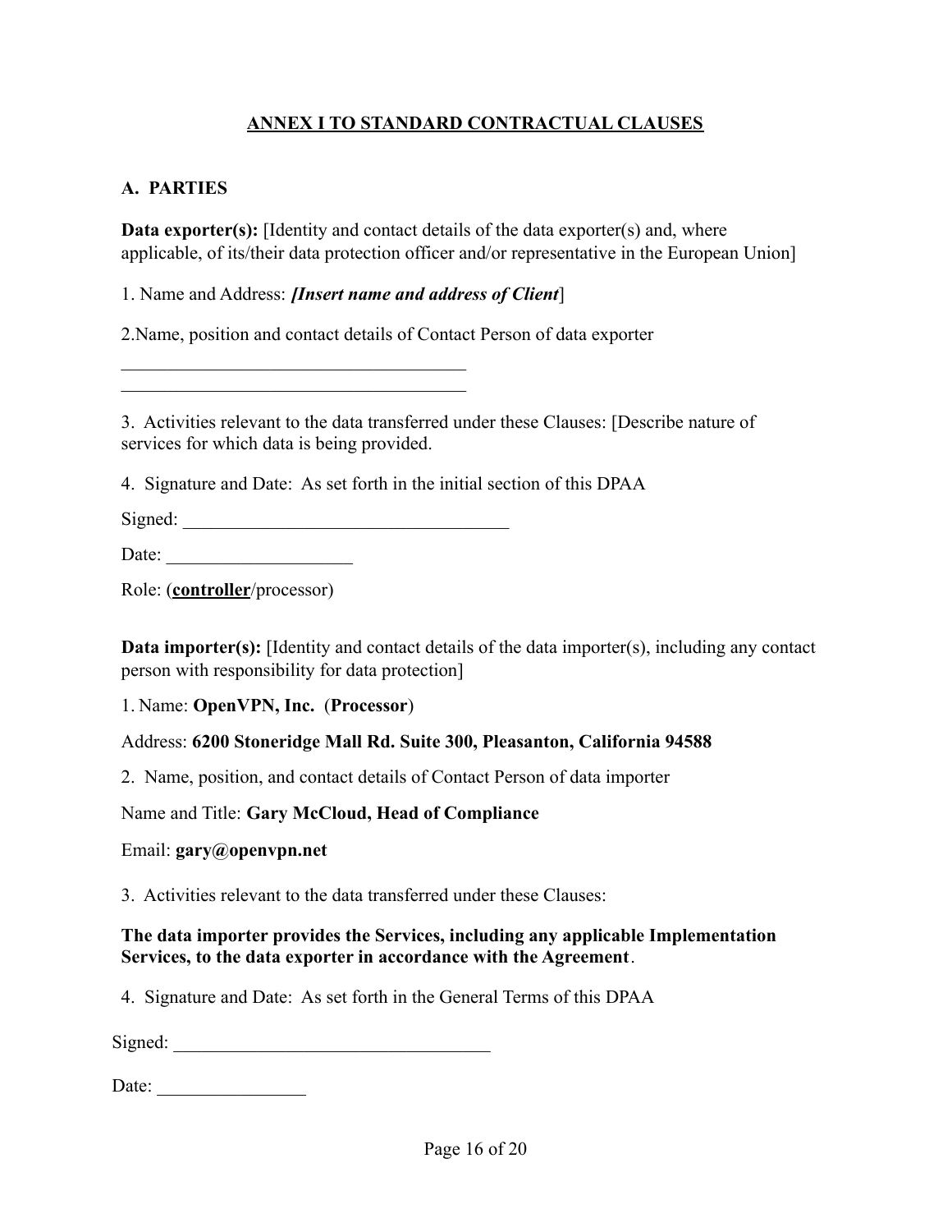## ANNEX I TO STANDARD CONTRACTUAL CLAUSES

### A. PARTIES

**Data exporter(s):** [Identity and contact details of the data exporter(s) and, where applicable, of its/their data protection officer and/or representative in the European Union]

1. Name and Address: ***[Insert name and address of Client***]

2.Name, position and contact details of Contact Person of data exporter

\_\_\_\_\_\_\_\_\_\_\_\_\_\_\_\_\_\_\_\_\_\_\_\_\_\_\_\_\_\_\_\_\_\_\_\_\_\_
\_\_\_\_\_\_\_\_\_\_\_\_\_\_\_\_\_\_\_\_\_\_\_\_\_\_\_\_\_\_\_\_\_\_\_\_\_\_

3. Activities relevant to the data transferred under these Clauses: [Describe nature of services for which data is being provided.

4. Signature and Date: As set forth in the initial section of this DPAA

Signed: \_\_\_\_\_\_\_\_\_\_\_\_\_\_\_\_\_\_\_\_\_\_\_\_\_\_\_\_\_\_\_\_\_\_\_\_

Date: \_\_\_\_\_\_\_\_\_\_\_\_\_\_\_\_\_\_\_\_

Role: (**<u>controller</u>**/processor)

**Data importer(s):** [Identity and contact details of the data importer(s), including any contact person with responsibility for data protection]

1. Name: **OpenVPN, Inc.** (**Processor**)

Address: **6200 Stoneridge Mall Rd. Suite 300, Pleasanton, California 94588**

2. Name, position, and contact details of Contact Person of data importer

Name and Title: **Gary McCloud, Head of Compliance**

Email: **gary@openvpn.net**

3. Activities relevant to the data transferred under these Clauses:

**The data importer provides the Services, including any applicable Implementation Services, to the data exporter in accordance with the Agreement**.

4. Signature and Date: As set forth in the General Terms of this DPAA

Signed: \_\_\_\_\_\_\_\_\_\_\_\_\_\_\_\_\_\_\_\_\_\_\_\_\_\_\_\_\_\_\_\_\_\_\_\_

Date: \_\_\_\_\_\_\_\_\_\_\_\_\_\_\_\_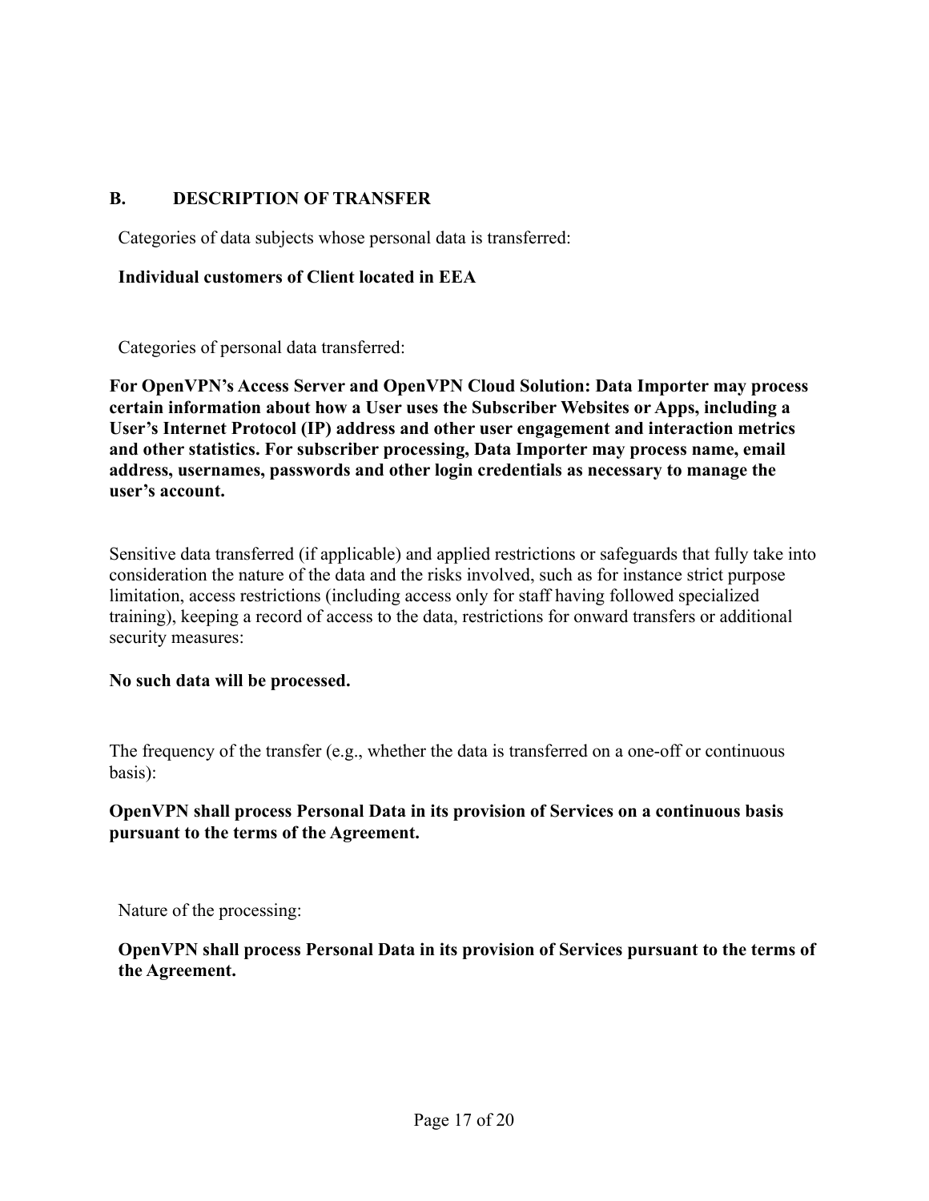## B. DESCRIPTION OF TRANSFER

Categories of data subjects whose personal data is transferred:

**Individual customers of Client located in EEA**

Categories of personal data transferred:

**For OpenVPN's Access Server and OpenVPN Cloud Solution: Data Importer may process certain information about how a User uses the Subscriber Websites or Apps, including a User's Internet Protocol (IP) address and other user engagement and interaction metrics and other statistics. For subscriber processing, Data Importer may process name, email address, usernames, passwords and other login credentials as necessary to manage the user's account.**

Sensitive data transferred (if applicable) and applied restrictions or safeguards that fully take into consideration the nature of the data and the risks involved, such as for instance strict purpose limitation, access restrictions (including access only for staff having followed specialized training), keeping a record of access to the data, restrictions for onward transfers or additional security measures:

**No such data will be processed.**

The frequency of the transfer (e.g., whether the data is transferred on a one-off or continuous basis):

**OpenVPN shall process Personal Data in its provision of Services on a continuous basis pursuant to the terms of the Agreement.**

Nature of the processing:

**OpenVPN shall process Personal Data in its provision of Services pursuant to the terms of the Agreement.**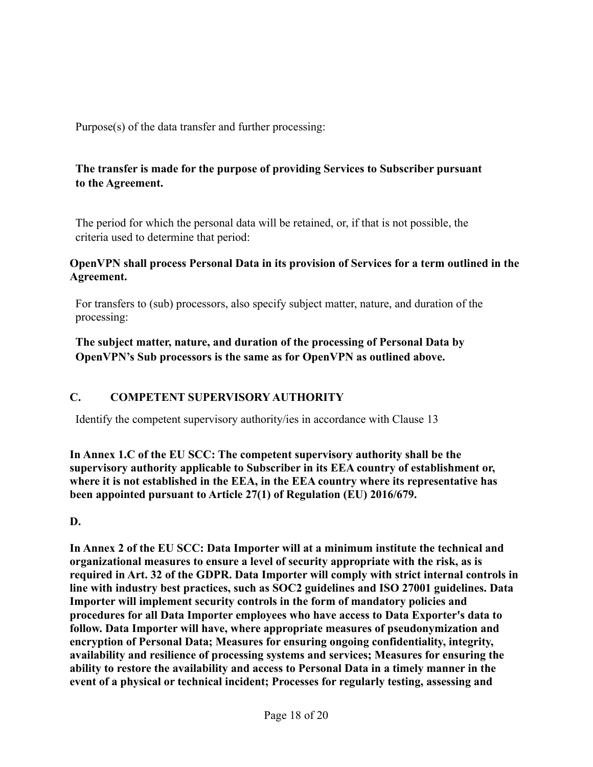Purpose(s) of the data transfer and further processing:

**The transfer is made for the purpose of providing Services to Subscriber pursuant to the Agreement.**

The period for which the personal data will be retained, or, if that is not possible, the criteria used to determine that period:

**OpenVPN shall process Personal Data in its provision of Services for a term outlined in the Agreement.**

For transfers to (sub) processors, also specify subject matter, nature, and duration of the processing:

**The subject matter, nature, and duration of the processing of Personal Data by OpenVPN's Sub processors is the same as for OpenVPN as outlined above.**

## C. COMPETENT SUPERVISORY AUTHORITY

Identify the competent supervisory authority/ies in accordance with Clause 13

**In Annex 1.C of the EU SCC: The competent supervisory authority shall be the supervisory authority applicable to Subscriber in its EEA country of establishment or, where it is not established in the EEA, in the EEA country where its representative has been appointed pursuant to Article 27(1) of Regulation (EU) 2016/679.**

## D.

**In Annex 2 of the EU SCC: Data Importer will at a minimum institute the technical and organizational measures to ensure a level of security appropriate with the risk, as is required in Art. 32 of the GDPR. Data Importer will comply with strict internal controls in line with industry best practices, such as SOC2 guidelines and ISO 27001 guidelines. Data Importer will implement security controls in the form of mandatory policies and procedures for all Data Importer employees who have access to Data Exporter's data to follow. Data Importer will have, where appropriate measures of pseudonymization and encryption of Personal Data; Measures for ensuring ongoing confidentiality, integrity, availability and resilience of processing systems and services; Measures for ensuring the ability to restore the availability and access to Personal Data in a timely manner in the event of a physical or technical incident; Processes for regularly testing, assessing and**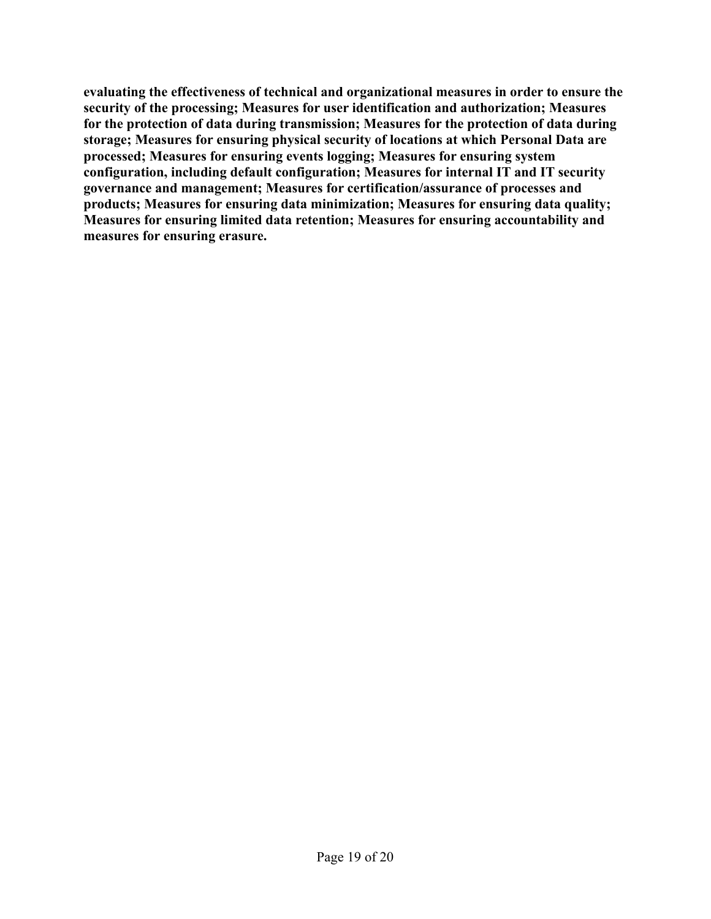**evaluating the effectiveness of technical and organizational measures in order to ensure the security of the processing; Measures for user identification and authorization; Measures for the protection of data during transmission; Measures for the protection of data during storage; Measures for ensuring physical security of locations at which Personal Data are processed; Measures for ensuring events logging; Measures for ensuring system configuration, including default configuration; Measures for internal IT and IT security governance and management; Measures for certification/assurance of processes and products; Measures for ensuring data minimization; Measures for ensuring data quality; Measures for ensuring limited data retention; Measures for ensuring accountability and measures for ensuring erasure.**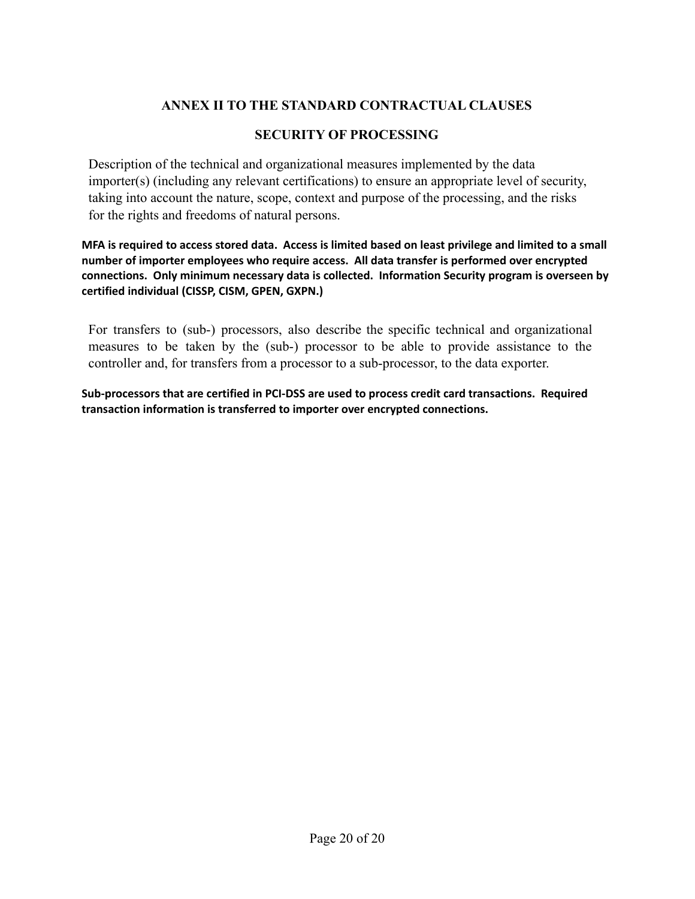## ANNEX II TO THE STANDARD CONTRACTUAL CLAUSES

## SECURITY OF PROCESSING

Description of the technical and organizational measures implemented by the data importer(s) (including any relevant certifications) to ensure an appropriate level of security, taking into account the nature, scope, context and purpose of the processing, and the risks for the rights and freedoms of natural persons.

**MFA is required to access stored data. Access is limited based on least privilege and limited to a small number of importer employees who require access. All data transfer is performed over encrypted connections. Only minimum necessary data is collected. Information Security program is overseen by certified individual (CISSP, CISM, GPEN, GXPN.)**

For transfers to (sub-) processors, also describe the specific technical and organizational measures to be taken by the (sub-) processor to be able to provide assistance to the controller and, for transfers from a processor to a sub-processor, to the data exporter.

**Sub-processors that are certified in PCI-DSS are used to process credit card transactions. Required transaction information is transferred to importer over encrypted connections.**